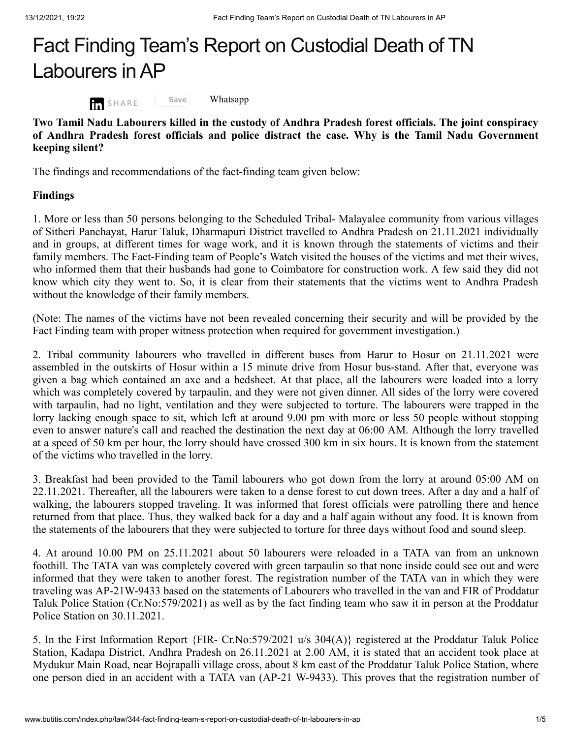# Fact Finding Team's Report on Custodial Death of TN Labourers in AP

SHARE Save Whatsapp

**Two Tamil Nadu Labourers killed in the custody of Andhra Pradesh forest officials. The joint conspiracy of Andhra Pradesh forest officials and police distract the case. Why is the Tamil Nadu Government keeping silent?**

The findings and recommendations of the fact-finding team given below:

**Findings**

1. More or less than 50 persons belonging to the Scheduled Tribal- Malayalee community from various villages of Sitheri Panchayat, Harur Taluk, Dharmapuri District travelled to Andhra Pradesh on 21.11.2021 individually and in groups, at different times for wage work, and it is known through the statements of victims and their family members. The Fact-Finding team of People's Watch visited the houses of the victims and met their wives, who informed them that their husbands had gone to Coimbatore for construction work. A few said they did not know which city they went to. So, it is clear from their statements that the victims went to Andhra Pradesh without the knowledge of their family members.

(Note: The names of the victims have not been revealed concerning their security and will be provided by the Fact Finding team with proper witness protection when required for government investigation.)

2. Tribal community labourers who travelled in different buses from Harur to Hosur on 21.11.2021 were assembled in the outskirts of Hosur within a 15 minute drive from Hosur bus-stand. After that, everyone was given a bag which contained an axe and a bedsheet. At that place, all the labourers were loaded into a lorry which was completely covered by tarpaulin, and they were not given dinner. All sides of the lorry were covered with tarpaulin, had no light, ventilation and they were subjected to torture. The labourers were trapped in the lorry lacking enough space to sit, which left at around 9.00 pm with more or less 50 people without stopping even to answer nature's call and reached the destination the next day at 06:00 AM. Although the lorry travelled at a speed of 50 km per hour, the lorry should have crossed 300 km in six hours. It is known from the statement of the victims who travelled in the lorry.

3. Breakfast had been provided to the Tamil labourers who got down from the lorry at around 05:00 AM on 22.11.2021. Thereafter, all the labourers were taken to a dense forest to cut down trees. After a day and a half of walking, the labourers stopped traveling. It was informed that forest officials were patrolling there and hence returned from that place. Thus, they walked back for a day and a half again without any food. It is known from the statements of the labourers that they were subjected to torture for three days without food and sound sleep.

4. At around 10.00 PM on 25.11.2021 about 50 labourers were reloaded in a TATA van from an unknown foothill. The TATA van was completely covered with green tarpaulin so that none inside could see out and were informed that they were taken to another forest. The registration number of the TATA van in which they were traveling was AP-21W-9433 based on the statements of Labourers who travelled in the van and FIR of Proddatur Taluk Police Station (Cr.No:579/2021) as well as by the fact finding team who saw it in person at the Proddatur Police Station on 30.11.2021.

5. In the First Information Report {FIR- Cr.No:579/2021 u/s 304(A)} registered at the Proddatur Taluk Police Station, Kadapa District, Andhra Pradesh on 26.11.2021 at 2.00 AM, it is stated that an accident took place at Mydukur Main Road, near Bojrapalli village cross, about 8 km east of the Proddatur Taluk Police Station, where one person died in an accident with a TATA van (AP-21 W-9433). This proves that the registration number of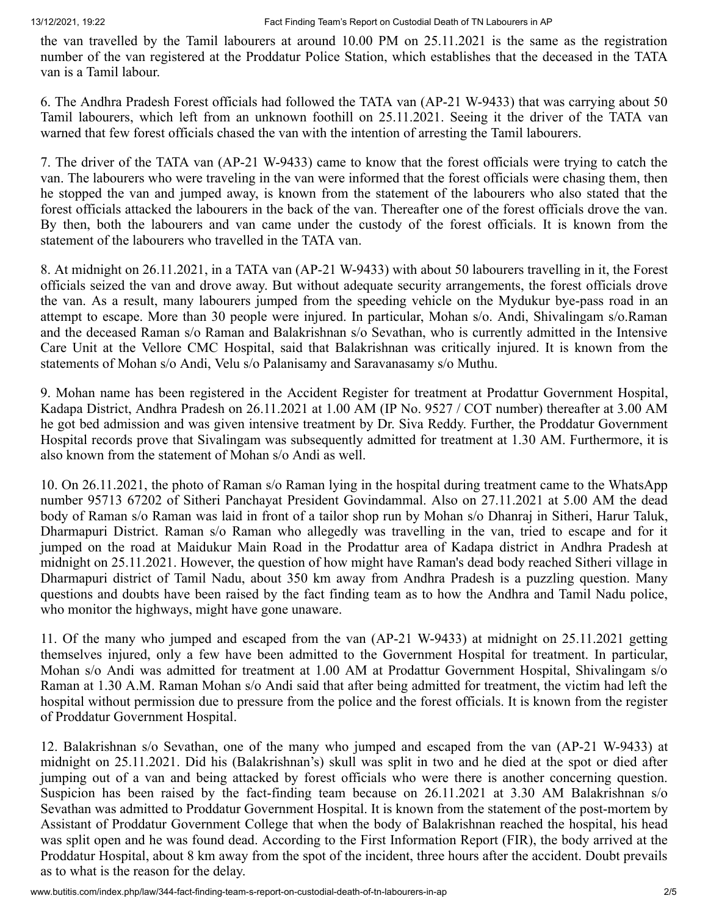the van travelled by the Tamil labourers at around 10.00 PM on 25.11.2021 is the same as the registration number of the van registered at the Proddatur Police Station, which establishes that the deceased in the TATA van is a Tamil labour.

6. The Andhra Pradesh Forest officials had followed the TATA van (AP-21 W-9433) that was carrying about 50 Tamil labourers, which left from an unknown foothill on 25.11.2021. Seeing it the driver of the TATA van warned that few forest officials chased the van with the intention of arresting the Tamil labourers.

7. The driver of the TATA van (AP-21 W-9433) came to know that the forest officials were trying to catch the van. The labourers who were traveling in the van were informed that the forest officials were chasing them, then he stopped the van and jumped away, is known from the statement of the labourers who also stated that the forest officials attacked the labourers in the back of the van. Thereafter one of the forest officials drove the van. By then, both the labourers and van came under the custody of the forest officials. It is known from the statement of the labourers who travelled in the TATA van.

8. At midnight on 26.11.2021, in a TATA van (AP-21 W-9433) with about 50 labourers travelling in it, the Forest officials seized the van and drove away. But without adequate security arrangements, the forest officials drove the van. As a result, many labourers jumped from the speeding vehicle on the Mydukur bye-pass road in an attempt to escape. More than 30 people were injured. In particular, Mohan s/o. Andi, Shivalingam s/o.Raman and the deceased Raman s/o Raman and Balakrishnan s/o Sevathan, who is currently admitted in the Intensive Care Unit at the Vellore CMC Hospital, said that Balakrishnan was critically injured. It is known from the statements of Mohan s/o Andi, Velu s/o Palanisamy and Saravanasamy s/o Muthu.

9. Mohan name has been registered in the Accident Register for treatment at Prodattur Government Hospital, Kadapa District, Andhra Pradesh on 26.11.2021 at 1.00 AM (IP No. 9527 / COT number) thereafter at 3.00 AM he got bed admission and was given intensive treatment by Dr. Siva Reddy. Further, the Proddatur Government Hospital records prove that Sivalingam was subsequently admitted for treatment at 1.30 AM. Furthermore, it is also known from the statement of Mohan s/o Andi as well.

10. On 26.11.2021, the photo of Raman s/o Raman lying in the hospital during treatment came to the WhatsApp number 95713 67202 of Sitheri Panchayat President Govindammal. Also on 27.11.2021 at 5.00 AM the dead body of Raman s/o Raman was laid in front of a tailor shop run by Mohan s/o Dhanraj in Sitheri, Harur Taluk, Dharmapuri District. Raman s/o Raman who allegedly was travelling in the van, tried to escape and for it jumped on the road at Maidukur Main Road in the Prodattur area of Kadapa district in Andhra Pradesh at midnight on 25.11.2021. However, the question of how might have Raman's dead body reached Sitheri village in Dharmapuri district of Tamil Nadu, about 350 km away from Andhra Pradesh is a puzzling question. Many questions and doubts have been raised by the fact finding team as to how the Andhra and Tamil Nadu police, who monitor the highways, might have gone unaware.

11. Of the many who jumped and escaped from the van (AP-21 W-9433) at midnight on 25.11.2021 getting themselves injured, only a few have been admitted to the Government Hospital for treatment. In particular, Mohan s/o Andi was admitted for treatment at 1.00 AM at Prodattur Government Hospital, Shivalingam s/o Raman at 1.30 A.M. Raman Mohan s/o Andi said that after being admitted for treatment, the victim had left the hospital without permission due to pressure from the police and the forest officials. It is known from the register of Proddatur Government Hospital.

12. Balakrishnan s/o Sevathan, one of the many who jumped and escaped from the van (AP-21 W-9433) at midnight on 25.11.2021. Did his (Balakrishnan's) skull was split in two and he died at the spot or died after jumping out of a van and being attacked by forest officials who were there is another concerning question. Suspicion has been raised by the fact-finding team because on 26.11.2021 at 3.30 AM Balakrishnan s/o Sevathan was admitted to Proddatur Government Hospital. It is known from the statement of the post-mortem by Assistant of Proddatur Government College that when the body of Balakrishnan reached the hospital, his head was split open and he was found dead. According to the First Information Report (FIR), the body arrived at the Proddatur Hospital, about 8 km away from the spot of the incident, three hours after the accident. Doubt prevails as to what is the reason for the delay.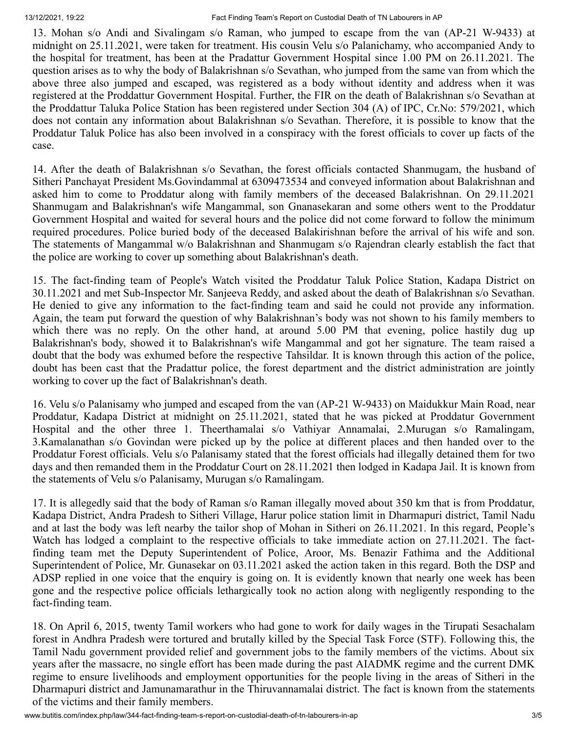13. Mohan s/o Andi and Sivalingam s/o Raman, who jumped to escape from the van (AP-21 W-9433) at midnight on 25.11.2021, were taken for treatment. His cousin Velu s/o Palanichamy, who accompanied Andy to the hospital for treatment, has been at the Pradattur Government Hospital since 1.00 PM on 26.11.2021. The question arises as to why the body of Balakrishnan s/o Sevathan, who jumped from the same van from which the above three also jumped and escaped, was registered as a body without identity and address when it was registered at the Proddattur Government Hospital. Further, the FIR on the death of Balakrishnan s/o Sevathan at the Proddattur Taluka Police Station has been registered under Section 304 (A) of IPC, Cr.No: 579/2021, which does not contain any information about Balakrishnan s/o Sevathan. Therefore, it is possible to know that the Proddatur Taluk Police has also been involved in a conspiracy with the forest officials to cover up facts of the case.

14. After the death of Balakrishnan s/o Sevathan, the forest officials contacted Shanmugam, the husband of Sitheri Panchayat President Ms.Govindammal at 6309473534 and conveyed information about Balakrishnan and asked him to come to Proddatur along with family members of the deceased Balakrishnan. On 29.11.2021 Shanmugam and Balakrishnan's wife Mangammal, son Gnanasekaran and some others went to the Proddatur Government Hospital and waited for several hours and the police did not come forward to follow the minimum required procedures. Police buried body of the deceased Balakirishnan before the arrival of his wife and son. The statements of Mangammal w/o Balakrishnan and Shanmugam s/o Rajendran clearly establish the fact that the police are working to cover up something about Balakrishnan's death.

15. The fact-finding team of People's Watch visited the Proddatur Taluk Police Station, Kadapa District on 30.11.2021 and met Sub-Inspector Mr. Sanjeeva Reddy, and asked about the death of Balakrishnan s/o Sevathan. He denied to give any information to the fact-finding team and said he could not provide any information. Again, the team put forward the question of why Balakrishnan's body was not shown to his family members to which there was no reply. On the other hand, at around 5.00 PM that evening, police hastily dug up Balakrishnan's body, showed it to Balakrishnan's wife Mangammal and got her signature. The team raised a doubt that the body was exhumed before the respective Tahsildar. It is known through this action of the police, doubt has been cast that the Pradattur police, the forest department and the district administration are jointly working to cover up the fact of Balakrishnan's death.

16. Velu s/o Palanisamy who jumped and escaped from the van (AP-21 W-9433) on Maidukkur Main Road, near Proddatur, Kadapa District at midnight on 25.11.2021, stated that he was picked at Proddatur Government Hospital and the other three 1. Theerthamalai s/o Vathiyar Annamalai, 2.Murugan s/o Ramalingam, 3.Kamalanathan s/o Govindan were picked up by the police at different places and then handed over to the Proddatur Forest officials. Velu s/o Palanisamy stated that the forest officials had illegally detained them for two days and then remanded them in the Proddatur Court on 28.11.2021 then lodged in Kadapa Jail. It is known from the statements of Velu s/o Palanisamy, Murugan s/o Ramalingam.

17. It is allegedly said that the body of Raman s/o Raman illegally moved about 350 km that is from Proddatur, Kadapa District, Andra Pradesh to Sitheri Village, Harur police station limit in Dharmapuri district, Tamil Nadu and at last the body was left nearby the tailor shop of Mohan in Sitheri on 26.11.2021. In this regard, People's Watch has lodged a complaint to the respective officials to take immediate action on 27.11.2021. The fact-finding team met the Deputy Superintendent of Police, Aroor, Ms. Benazir Fathima and the Additional Superintendent of Police, Mr. Gunasekar on 03.11.2021 asked the action taken in this regard. Both the DSP and ADSP replied in one voice that the enquiry is going on. It is evidently known that nearly one week has been gone and the respective police officials lethargically took no action along with negligently responding to the fact-finding team.

18. On April 6, 2015, twenty Tamil workers who had gone to work for daily wages in the Tirupati Sesachalam forest in Andhra Pradesh were tortured and brutally killed by the Special Task Force (STF). Following this, the Tamil Nadu government provided relief and government jobs to the family members of the victims. About six years after the massacre, no single effort has been made during the past AIADMK regime and the current DMK regime to ensure livelihoods and employment opportunities for the people living in the areas of Sitheri in the Dharmapuri district and Jamunamarathur in the Thiruvannamalai district. The fact is known from the statements of the victims and their family members.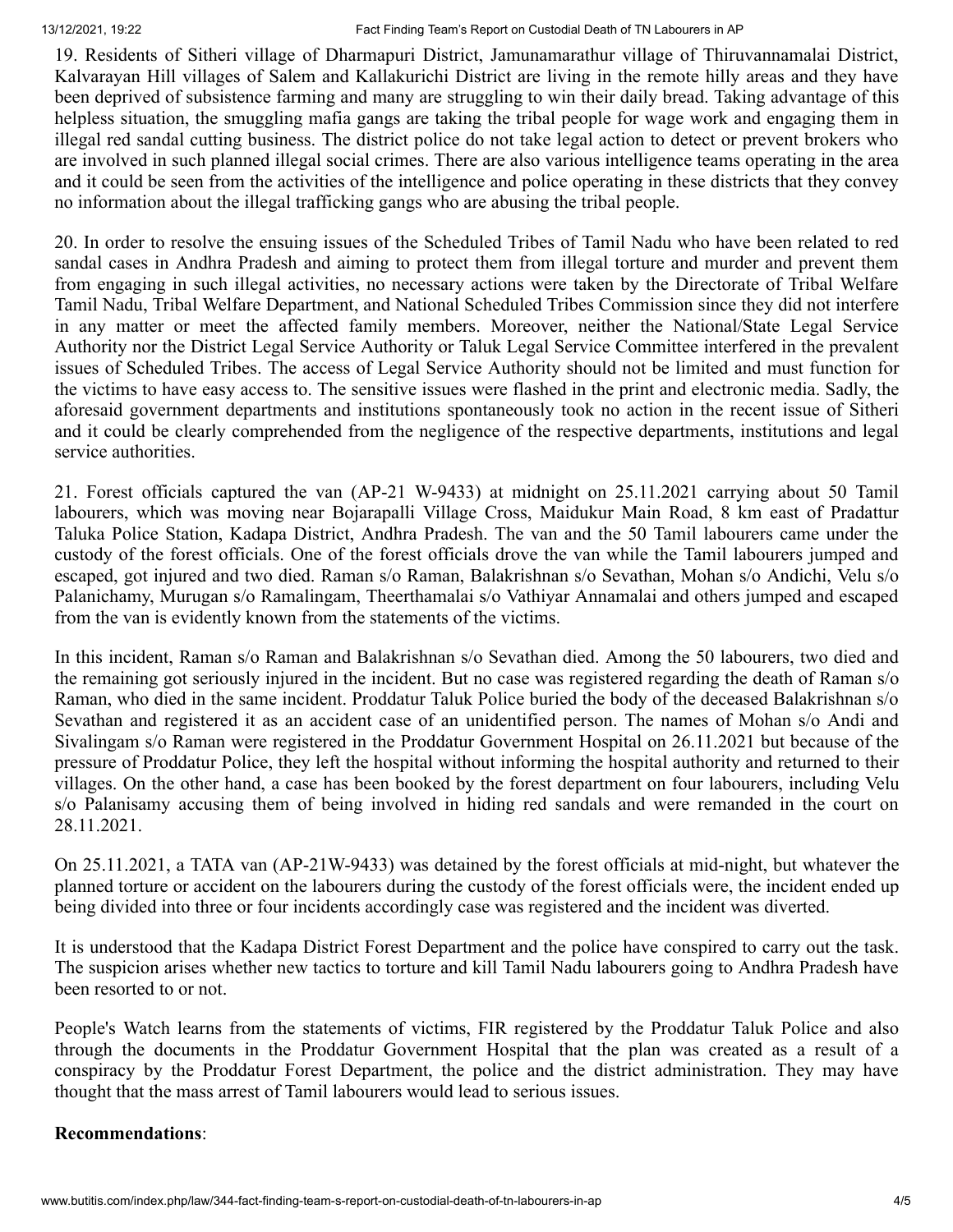19. Residents of Sitheri village of Dharmapuri District, Jamunamarathur village of Thiruvannamalai District, Kalvarayan Hill villages of Salem and Kallakurichi District are living in the remote hilly areas and they have been deprived of subsistence farming and many are struggling to win their daily bread. Taking advantage of this helpless situation, the smuggling mafia gangs are taking the tribal people for wage work and engaging them in illegal red sandal cutting business. The district police do not take legal action to detect or prevent brokers who are involved in such planned illegal social crimes. There are also various intelligence teams operating in the area and it could be seen from the activities of the intelligence and police operating in these districts that they convey no information about the illegal trafficking gangs who are abusing the tribal people.

20. In order to resolve the ensuing issues of the Scheduled Tribes of Tamil Nadu who have been related to red sandal cases in Andhra Pradesh and aiming to protect them from illegal torture and murder and prevent them from engaging in such illegal activities, no necessary actions were taken by the Directorate of Tribal Welfare Tamil Nadu, Tribal Welfare Department, and National Scheduled Tribes Commission since they did not interfere in any matter or meet the affected family members. Moreover, neither the National/State Legal Service Authority nor the District Legal Service Authority or Taluk Legal Service Committee interfered in the prevalent issues of Scheduled Tribes. The access of Legal Service Authority should not be limited and must function for the victims to have easy access to. The sensitive issues were flashed in the print and electronic media. Sadly, the aforesaid government departments and institutions spontaneously took no action in the recent issue of Sitheri and it could be clearly comprehended from the negligence of the respective departments, institutions and legal service authorities.

21. Forest officials captured the van (AP-21 W-9433) at midnight on 25.11.2021 carrying about 50 Tamil labourers, which was moving near Bojarapalli Village Cross, Maidukur Main Road, 8 km east of Pradattur Taluka Police Station, Kadapa District, Andhra Pradesh. The van and the 50 Tamil labourers came under the custody of the forest officials. One of the forest officials drove the van while the Tamil labourers jumped and escaped, got injured and two died. Raman s/o Raman, Balakrishnan s/o Sevathan, Mohan s/o Andichi, Velu s/o Palanichamy, Murugan s/o Ramalingam, Theerthamalai s/o Vathiyar Annamalai and others jumped and escaped from the van is evidently known from the statements of the victims.

In this incident, Raman s/o Raman and Balakrishnan s/o Sevathan died. Among the 50 labourers, two died and the remaining got seriously injured in the incident. But no case was registered regarding the death of Raman s/o Raman, who died in the same incident. Proddatur Taluk Police buried the body of the deceased Balakrishnan s/o Sevathan and registered it as an accident case of an unidentified person. The names of Mohan s/o Andi and Sivalingam s/o Raman were registered in the Proddatur Government Hospital on 26.11.2021 but because of the pressure of Proddatur Police, they left the hospital without informing the hospital authority and returned to their villages. On the other hand, a case has been booked by the forest department on four labourers, including Velu s/o Palanisamy accusing them of being involved in hiding red sandals and were remanded in the court on 28.11.2021.

On 25.11.2021, a TATA van (AP-21W-9433) was detained by the forest officials at mid-night, but whatever the planned torture or accident on the labourers during the custody of the forest officials were, the incident ended up being divided into three or four incidents accordingly case was registered and the incident was diverted.

It is understood that the Kadapa District Forest Department and the police have conspired to carry out the task. The suspicion arises whether new tactics to torture and kill Tamil Nadu labourers going to Andhra Pradesh have been resorted to or not.

People's Watch learns from the statements of victims, FIR registered by the Proddatur Taluk Police and also through the documents in the Proddatur Government Hospital that the plan was created as a result of a conspiracy by the Proddatur Forest Department, the police and the district administration. They may have thought that the mass arrest of Tamil labourers would lead to serious issues.

**Recommendations**: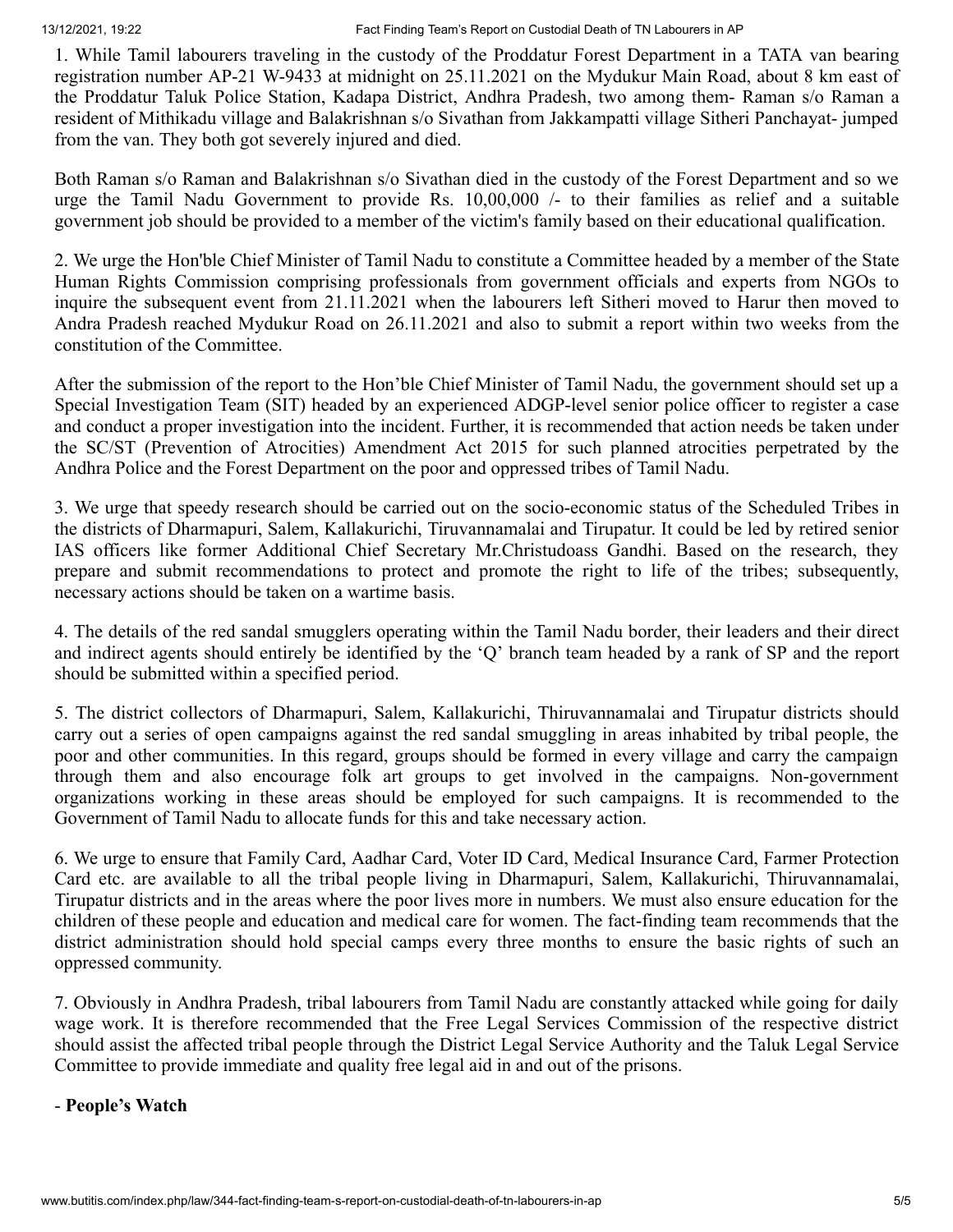1. While Tamil labourers traveling in the custody of the Proddatur Forest Department in a TATA van bearing registration number AP-21 W-9433 at midnight on 25.11.2021 on the Mydukur Main Road, about 8 km east of the Proddatur Taluk Police Station, Kadapa District, Andhra Pradesh, two among them- Raman s/o Raman a resident of Mithikadu village and Balakrishnan s/o Sivathan from Jakkampatti village Sitheri Panchayat- jumped from the van. They both got severely injured and died.

Both Raman s/o Raman and Balakrishnan s/o Sivathan died in the custody of the Forest Department and so we urge the Tamil Nadu Government to provide Rs. 10,00,000 /- to their families as relief and a suitable government job should be provided to a member of the victim's family based on their educational qualification.

2. We urge the Hon'ble Chief Minister of Tamil Nadu to constitute a Committee headed by a member of the State Human Rights Commission comprising professionals from government officials and experts from NGOs to inquire the subsequent event from 21.11.2021 when the labourers left Sitheri moved to Harur then moved to Andra Pradesh reached Mydukur Road on 26.11.2021 and also to submit a report within two weeks from the constitution of the Committee.

After the submission of the report to the Hon'ble Chief Minister of Tamil Nadu, the government should set up a Special Investigation Team (SIT) headed by an experienced ADGP-level senior police officer to register a case and conduct a proper investigation into the incident. Further, it is recommended that action needs be taken under the SC/ST (Prevention of Atrocities) Amendment Act 2015 for such planned atrocities perpetrated by the Andhra Police and the Forest Department on the poor and oppressed tribes of Tamil Nadu.

3. We urge that speedy research should be carried out on the socio-economic status of the Scheduled Tribes in the districts of Dharmapuri, Salem, Kallakurichi, Tiruvannamalai and Tirupatur. It could be led by retired senior IAS officers like former Additional Chief Secretary Mr.Christudoass Gandhi. Based on the research, they prepare and submit recommendations to protect and promote the right to life of the tribes; subsequently, necessary actions should be taken on a wartime basis.

4. The details of the red sandal smugglers operating within the Tamil Nadu border, their leaders and their direct and indirect agents should entirely be identified by the 'Q' branch team headed by a rank of SP and the report should be submitted within a specified period.

5. The district collectors of Dharmapuri, Salem, Kallakurichi, Thiruvannamalai and Tirupatur districts should carry out a series of open campaigns against the red sandal smuggling in areas inhabited by tribal people, the poor and other communities. In this regard, groups should be formed in every village and carry the campaign through them and also encourage folk art groups to get involved in the campaigns. Non-government organizations working in these areas should be employed for such campaigns. It is recommended to the Government of Tamil Nadu to allocate funds for this and take necessary action.

6. We urge to ensure that Family Card, Aadhar Card, Voter ID Card, Medical Insurance Card, Farmer Protection Card etc. are available to all the tribal people living in Dharmapuri, Salem, Kallakurichi, Thiruvannamalai, Tirupatur districts and in the areas where the poor lives more in numbers. We must also ensure education for the children of these people and education and medical care for women. The fact-finding team recommends that the district administration should hold special camps every three months to ensure the basic rights of such an oppressed community.

7. Obviously in Andhra Pradesh, tribal labourers from Tamil Nadu are constantly attacked while going for daily wage work. It is therefore recommended that the Free Legal Services Commission of the respective district should assist the affected tribal people through the District Legal Service Authority and the Taluk Legal Service Committee to provide immediate and quality free legal aid in and out of the prisons.

- **People's Watch**